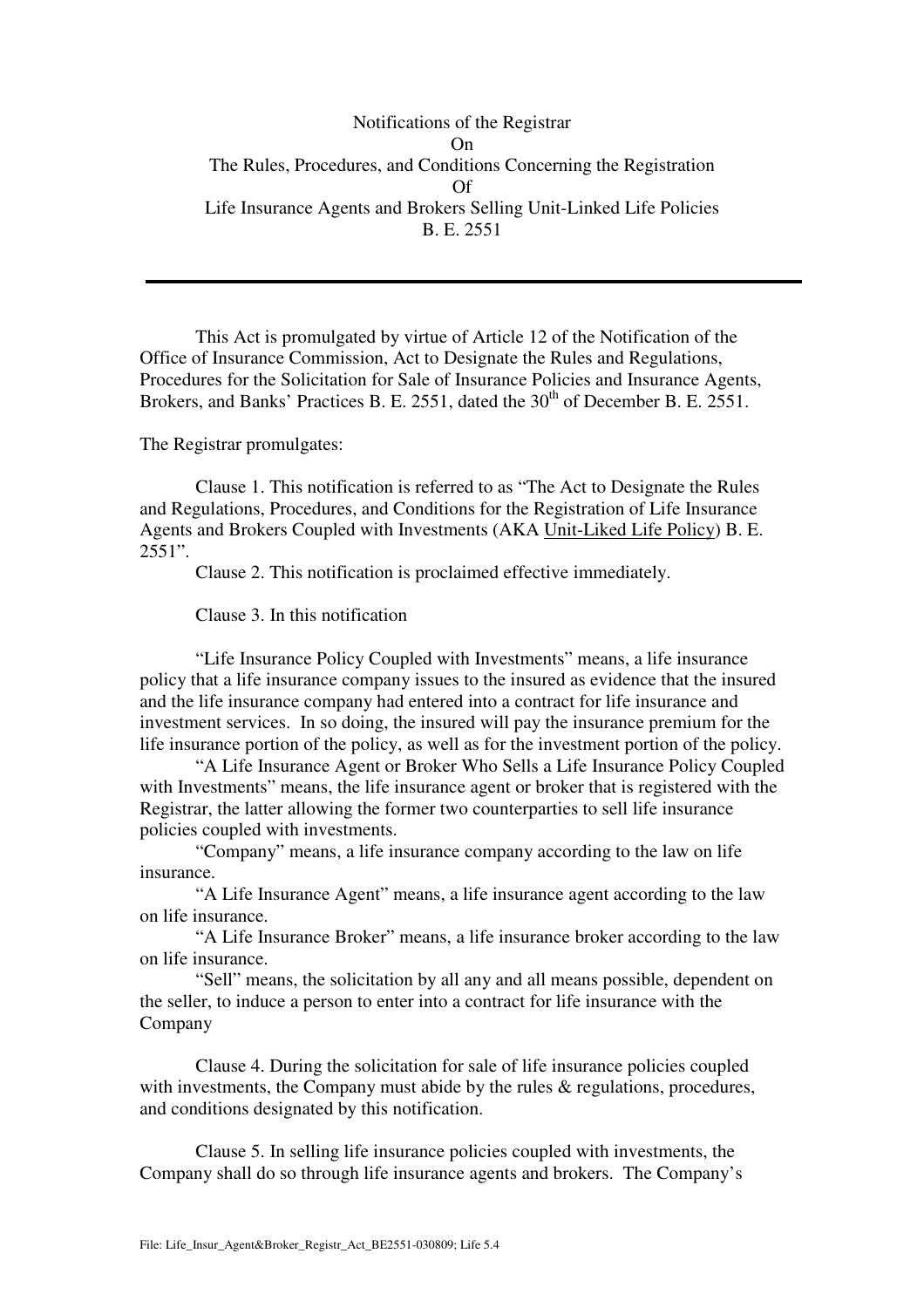Notifications of the Registrar
On
The Rules, Procedures, and Conditions Concerning the Registration
Of
Life Insurance Agents and Brokers Selling Unit-Linked Life Policies
B. E. 2551

---

This Act is promulgated by virtue of Article 12 of the Notification of the Office of Insurance Commission, Act to Designate the Rules and Regulations, Procedures for the Solicitation for Sale of Insurance Policies and Insurance Agents, Brokers, and Banks' Practices B. E. 2551, dated the 30th of December B. E. 2551.

The Registrar promulgates:

Clause 1. This notification is referred to as "The Act to Designate the Rules and Regulations, Procedures, and Conditions for the Registration of Life Insurance Agents and Brokers Coupled with Investments (AKA Unit-Liked Life Policy) B. E. 2551".

Clause 2. This notification is proclaimed effective immediately.

Clause 3. In this notification

"Life Insurance Policy Coupled with Investments" means, a life insurance policy that a life insurance company issues to the insured as evidence that the insured and the life insurance company had entered into a contract for life insurance and investment services. In so doing, the insured will pay the insurance premium for the life insurance portion of the policy, as well as for the investment portion of the policy.

"A Life Insurance Agent or Broker Who Sells a Life Insurance Policy Coupled with Investments" means, the life insurance agent or broker that is registered with the Registrar, the latter allowing the former two counterparties to sell life insurance policies coupled with investments.

"Company" means, a life insurance company according to the law on life insurance.

"A Life Insurance Agent" means, a life insurance agent according to the law on life insurance.

"A Life Insurance Broker" means, a life insurance broker according to the law on life insurance.

"Sell" means, the solicitation by all any and all means possible, dependent on the seller, to induce a person to enter into a contract for life insurance with the Company

Clause 4. During the solicitation for sale of life insurance policies coupled with investments, the Company must abide by the rules & regulations, procedures, and conditions designated by this notification.

Clause 5. In selling life insurance policies coupled with investments, the Company shall do so through life insurance agents and brokers. The Company's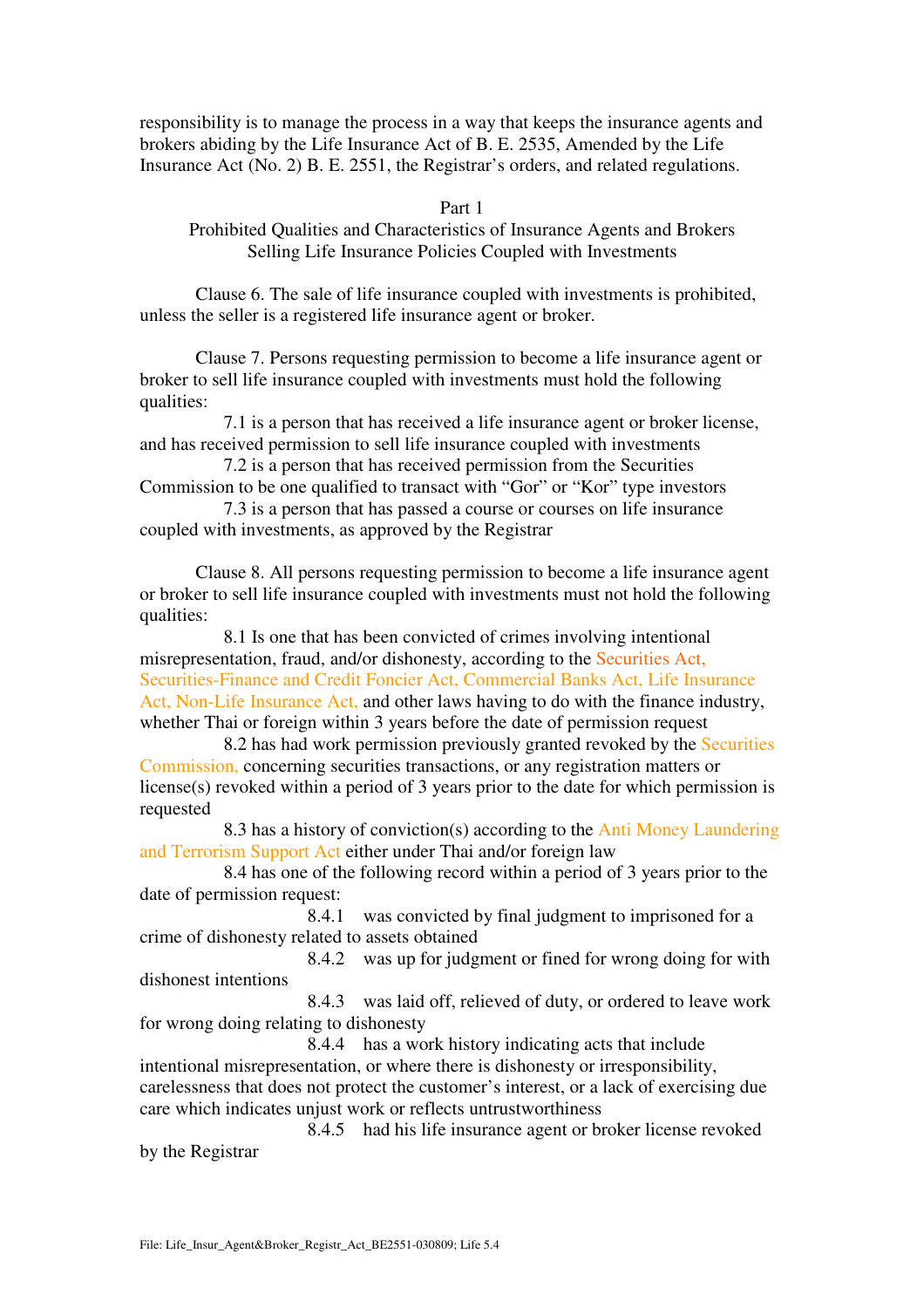responsibility is to manage the process in a way that keeps the insurance agents and brokers abiding by the Life Insurance Act of B. E. 2535, Amended by the Life Insurance Act (No. 2) B. E. 2551, the Registrar's orders, and related regulations.

## Part 1
## Prohibited Qualities and Characteristics of Insurance Agents and Brokers Selling Life Insurance Policies Coupled with Investments

Clause 6. The sale of life insurance coupled with investments is prohibited, unless the seller is a registered life insurance agent or broker.

Clause 7. Persons requesting permission to become a life insurance agent or broker to sell life insurance coupled with investments must hold the following qualities:

7.1 is a person that has received a life insurance agent or broker license, and has received permission to sell life insurance coupled with investments

7.2 is a person that has received permission from the Securities Commission to be one qualified to transact with "Gor" or "Kor" type investors

7.3 is a person that has passed a course or courses on life insurance coupled with investments, as approved by the Registrar

Clause 8. All persons requesting permission to become a life insurance agent or broker to sell life insurance coupled with investments must not hold the following qualities:

8.1 Is one that has been convicted of crimes involving intentional misrepresentation, fraud, and/or dishonesty, according to the Securities Act, Securities-Finance and Credit Foncier Act, Commercial Banks Act, Life Insurance Act, Non-Life Insurance Act, and other laws having to do with the finance industry, whether Thai or foreign within 3 years before the date of permission request

8.2 has had work permission previously granted revoked by the Securities Commission, concerning securities transactions, or any registration matters or license(s) revoked within a period of 3 years prior to the date for which permission is requested

8.3 has a history of conviction(s) according to the Anti Money Laundering and Terrorism Support Act either under Thai and/or foreign law

8.4 has one of the following record within a period of 3 years prior to the date of permission request:

8.4.1 was convicted by final judgment to imprisoned for a crime of dishonesty related to assets obtained

8.4.2 was up for judgment or fined for wrong doing for with dishonest intentions

8.4.3 was laid off, relieved of duty, or ordered to leave work for wrong doing relating to dishonesty

8.4.4 has a work history indicating acts that include intentional misrepresentation, or where there is dishonesty or irresponsibility, carelessness that does not protect the customer's interest, or a lack of exercising due care which indicates unjust work or reflects untrustworthiness

8.4.5 had his life insurance agent or broker license revoked by the Registrar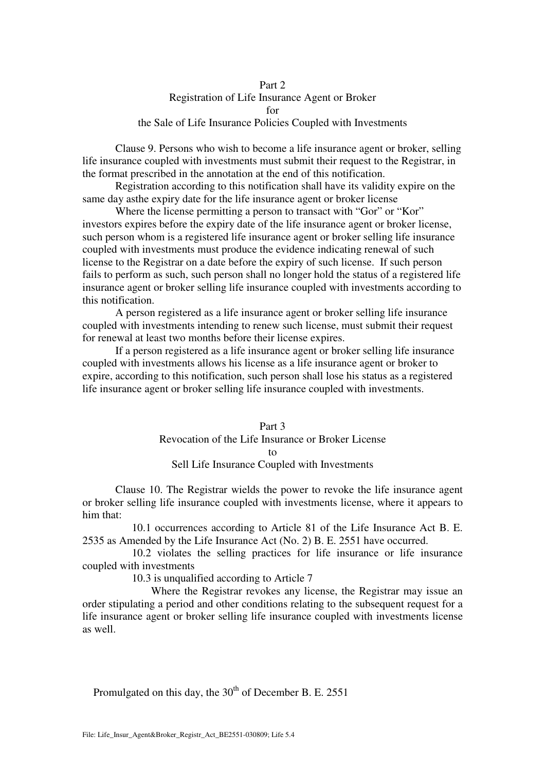## Part 2
## Registration of Life Insurance Agent or Broker
## for
## the Sale of Life Insurance Policies Coupled with Investments

Clause 9. Persons who wish to become a life insurance agent or broker, selling life insurance coupled with investments must submit their request to the Registrar, in the format prescribed in the annotation at the end of this notification.

Registration according to this notification shall have its validity expire on the same day asthe expiry date for the life insurance agent or broker license

Where the license permitting a person to transact with "Gor" or "Kor" investors expires before the expiry date of the life insurance agent or broker license, such person whom is a registered life insurance agent or broker selling life insurance coupled with investments must produce the evidence indicating renewal of such license to the Registrar on a date before the expiry of such license. If such person fails to perform as such, such person shall no longer hold the status of a registered life insurance agent or broker selling life insurance coupled with investments according to this notification.

A person registered as a life insurance agent or broker selling life insurance coupled with investments intending to renew such license, must submit their request for renewal at least two months before their license expires.

If a person registered as a life insurance agent or broker selling life insurance coupled with investments allows his license as a life insurance agent or broker to expire, according to this notification, such person shall lose his status as a registered life insurance agent or broker selling life insurance coupled with investments.

## Part 3
## Revocation of the Life Insurance or Broker License
## to
## Sell Life Insurance Coupled with Investments

Clause 10. The Registrar wields the power to revoke the life insurance agent or broker selling life insurance coupled with investments license, where it appears to him that:

10.1 occurrences according to Article 81 of the Life Insurance Act B. E. 2535 as Amended by the Life Insurance Act (No. 2) B. E. 2551 have occurred.

10.2 violates the selling practices for life insurance or life insurance coupled with investments

10.3 is unqualified according to Article 7

Where the Registrar revokes any license, the Registrar may issue an order stipulating a period and other conditions relating to the subsequent request for a life insurance agent or broker selling life insurance coupled with investments license as well.

Promulgated on this day, the 30th of December B. E. 2551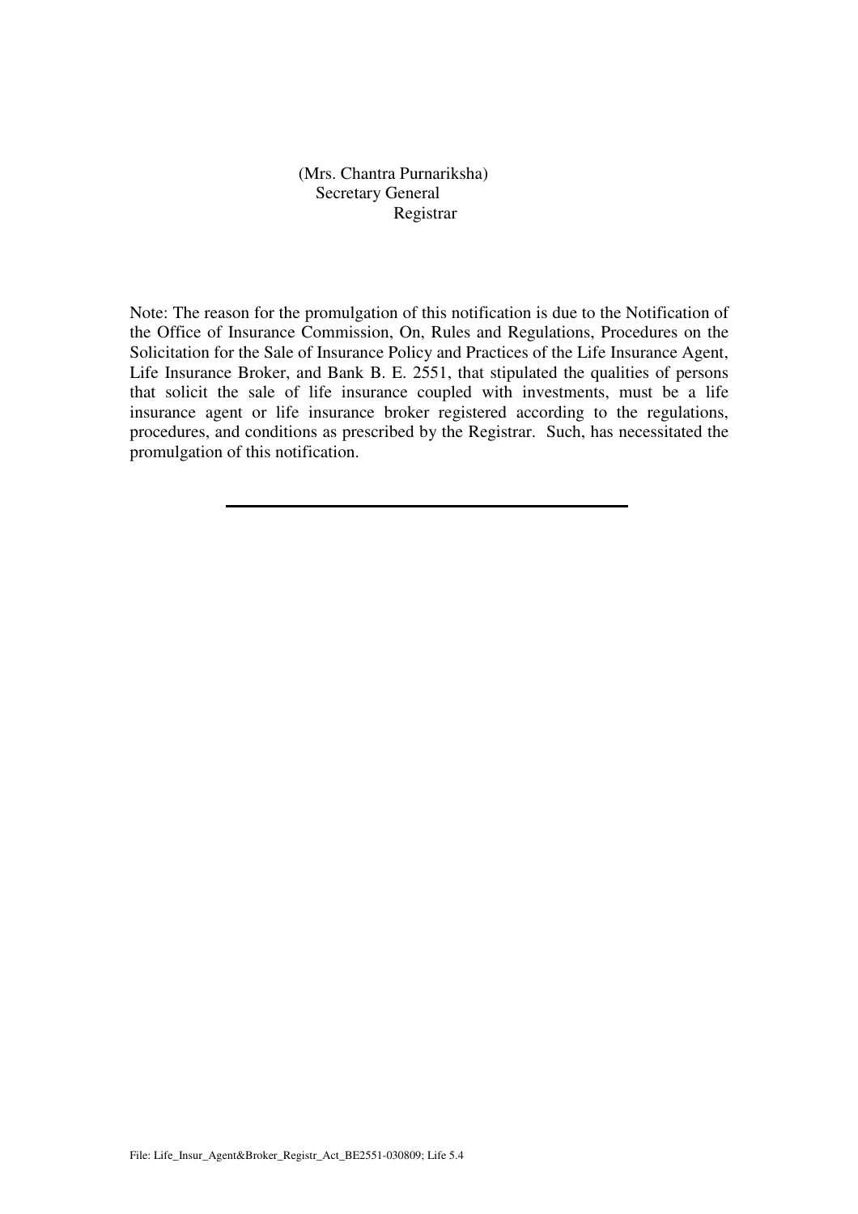(Mrs. Chantra Purnariksha)
Secretary General
Registrar

Note: The reason for the promulgation of this notification is due to the Notification of the Office of Insurance Commission, On, Rules and Regulations, Procedures on the Solicitation for the Sale of Insurance Policy and Practices of the Life Insurance Agent, Life Insurance Broker, and Bank B. E. 2551, that stipulated the qualities of persons that solicit the sale of life insurance coupled with investments, must be a life insurance agent or life insurance broker registered according to the regulations, procedures, and conditions as prescribed by the Registrar. Such, has necessitated the promulgation of this notification.

---

File: Life_Insur_Agent&Broker_Registr_Act_BE2551-030809; Life 5.4